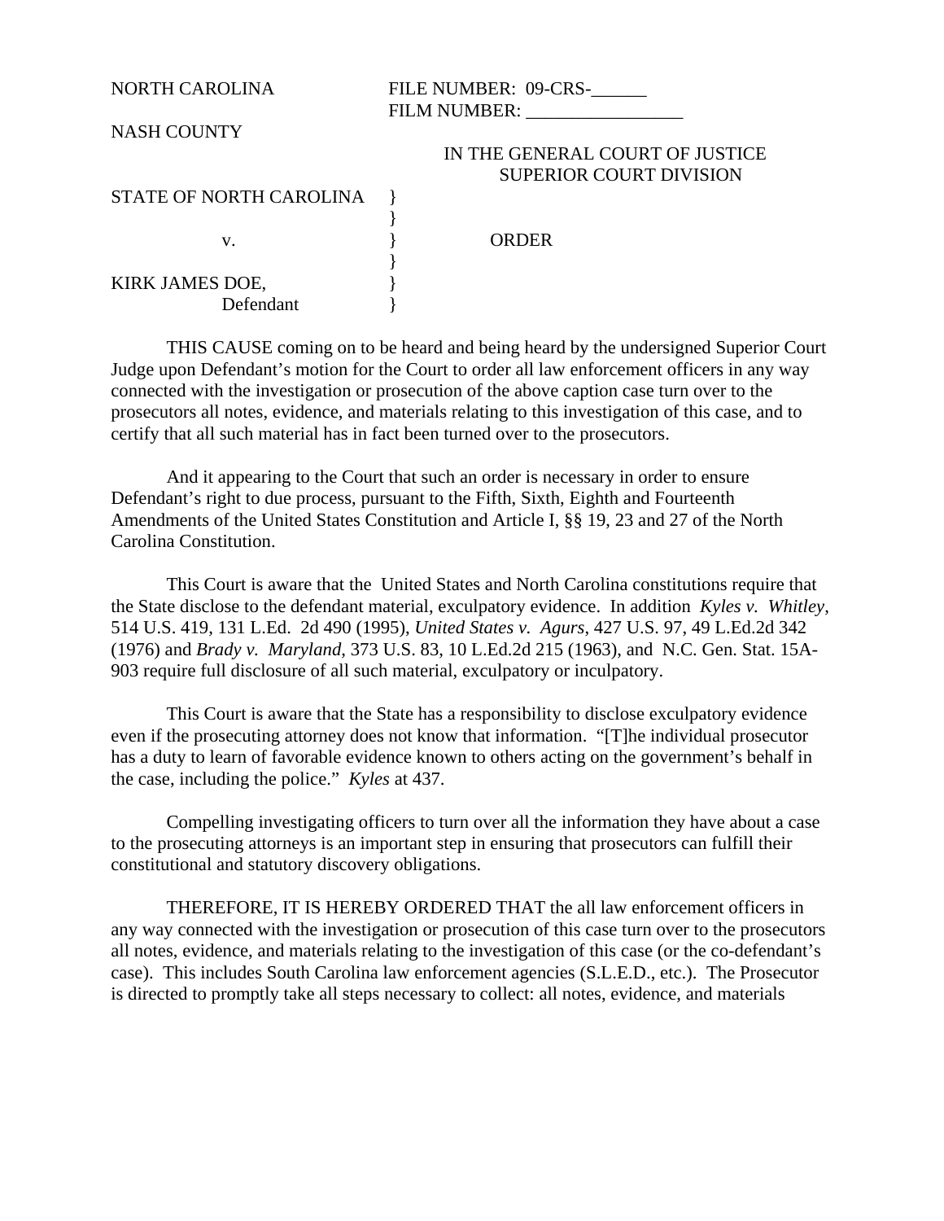NORTH CAROLINA

NASH COUNTY

FILE NUMBER: 09-CRS-______

FILM NUMBER: _________________

IN THE GENERAL COURT OF JUSTICE
SUPERIOR COURT DIVISION

STATE OF NORTH CAROLINA }
}
v. } ORDER
}
KIRK JAMES DOE, }
Defendant }

THIS CAUSE coming on to be heard and being heard by the undersigned Superior Court Judge upon Defendant's motion for the Court to order all law enforcement officers in any way connected with the investigation or prosecution of the above caption case turn over to the prosecutors all notes, evidence, and materials relating to this investigation of this case, and to certify that all such material has in fact been turned over to the prosecutors.

And it appearing to the Court that such an order is necessary in order to ensure Defendant's right to due process, pursuant to the Fifth, Sixth, Eighth and Fourteenth Amendments of the United States Constitution and Article I, §§ 19, 23 and 27 of the North Carolina Constitution.

This Court is aware that the United States and North Carolina constitutions require that the State disclose to the defendant material, exculpatory evidence. In addition *Kyles v. Whitley*, 514 U.S. 419, 131 L.Ed. 2d 490 (1995), *United States v. Agurs*, 427 U.S. 97, 49 L.Ed.2d 342 (1976) and *Brady v. Maryland*, 373 U.S. 83, 10 L.Ed.2d 215 (1963), and N.C. Gen. Stat. 15A-903 require full disclosure of all such material, exculpatory or inculpatory.

This Court is aware that the State has a responsibility to disclose exculpatory evidence even if the prosecuting attorney does not know that information. "[T]he individual prosecutor has a duty to learn of favorable evidence known to others acting on the government's behalf in the case, including the police." *Kyles* at 437.

Compelling investigating officers to turn over all the information they have about a case to the prosecuting attorneys is an important step in ensuring that prosecutors can fulfill their constitutional and statutory discovery obligations.

THEREFORE, IT IS HEREBY ORDERED THAT the all law enforcement officers in any way connected with the investigation or prosecution of this case turn over to the prosecutors all notes, evidence, and materials relating to the investigation of this case (or the co-defendant's case). This includes South Carolina law enforcement agencies (S.L.E.D., etc.). The Prosecutor is directed to promptly take all steps necessary to collect: all notes, evidence, and materials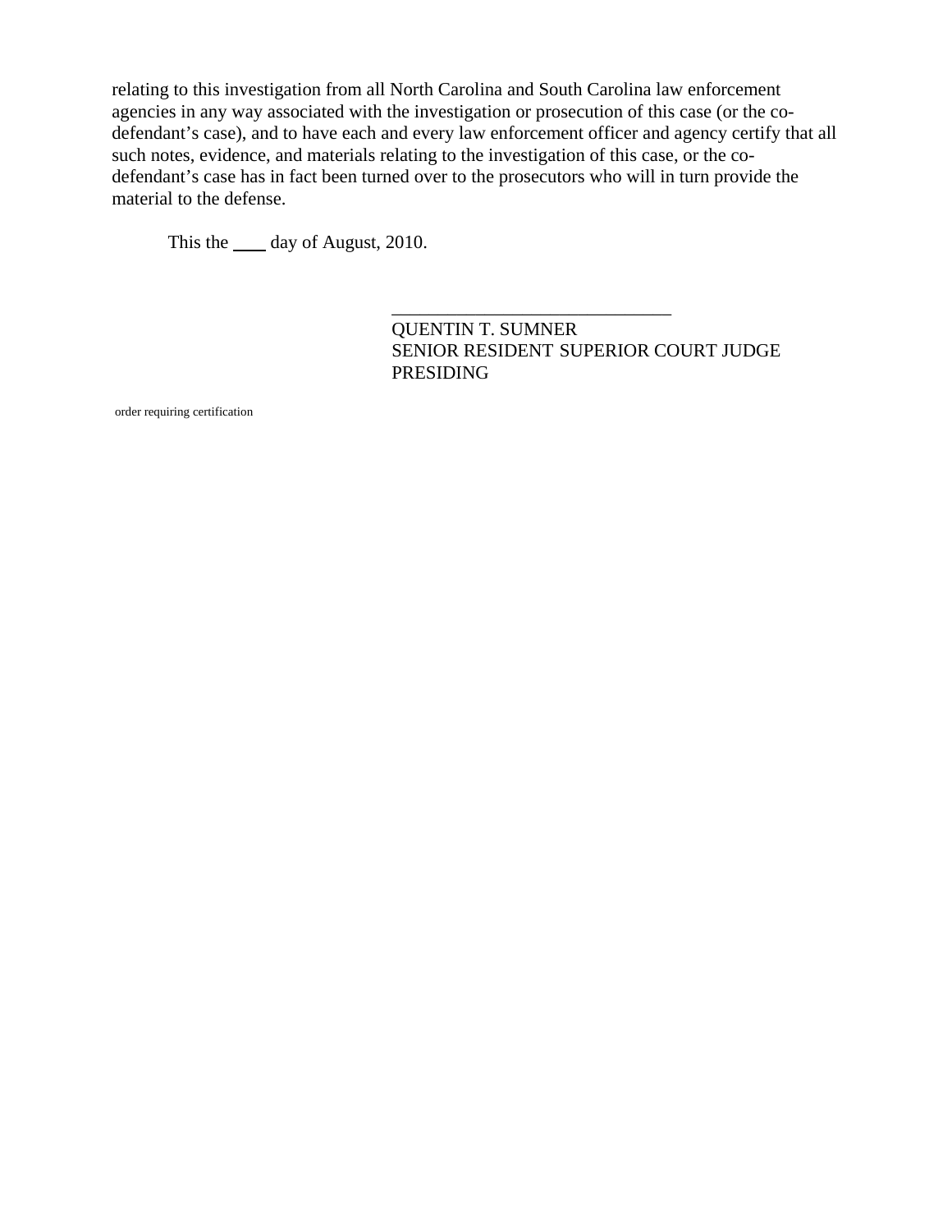relating to this investigation from all North Carolina and South Carolina law enforcement agencies in any way associated with the investigation or prosecution of this case (or the co-defendant's case), and to have each and every law enforcement officer and agency certify that all such notes, evidence, and materials relating to the investigation of this case, or the co-defendant's case has in fact been turned over to the prosecutors who will in turn provide the material to the defense.

This the ____ day of August, 2010.

_______________________________
QUENTIN T. SUMNER
SENIOR RESIDENT SUPERIOR COURT JUDGE
PRESIDING

order requiring certification